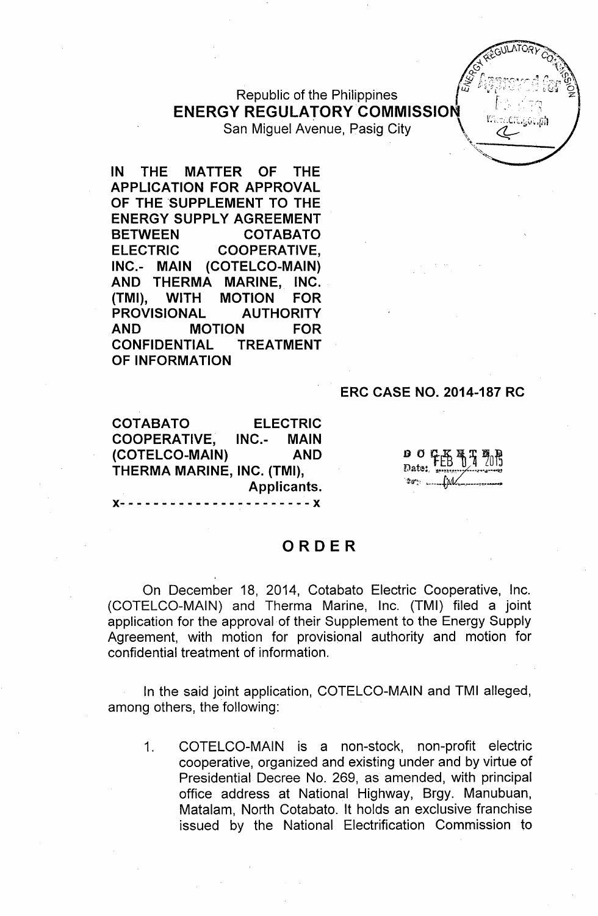Republic of the Philippines
**ENERGY REGULATORY COMMISSION**
San Miguel Avenue, Pasig City

**IN THE MATTER OF THE APPLICATION FOR APPROVAL OF THE SUPPLEMENT TO THE ENERGY SUPPLY AGREEMENT BETWEEN COTABATO ELECTRIC COOPERATIVE, INC.- MAIN (COTELCO-MAIN) AND THERMA MARINE, INC. (TMI), WITH MOTION FOR PROVISIONAL AUTHORITY AND MOTION FOR CONFIDENTIAL TREATMENT OF INFORMATION**

**ERC CASE NO. 2014-187 RC**

**COTABATO ELECTRIC COOPERATIVE, INC.- MAIN (COTELCO-MAIN) AND THERMA MARINE, INC. (TMI),**
**Applicants.**
**x- - - - - - - - - - - - - - - - - - - - - - - x**

DOCKETED
Date: FEB 04 2015

# ORDER

On December 18, 2014, Cotabato Electric Cooperative, Inc. (COTELCO-MAIN) and Therma Marine, Inc. (TMI) filed a joint application for the approval of their Supplement to the Energy Supply Agreement, with motion for provisional authority and motion for confidential treatment of information.

In the said joint application, COTELCO-MAIN and TMI alleged, among others, the following:

1. COTELCO-MAIN is a non-stock, non-profit electric cooperative, organized and existing under and by virtue of Presidential Decree No. 269, as amended, with principal office address at National Highway, Brgy. Manubuan, Matalam, North Cotabato. It holds an exclusive franchise issued by the National Electrification Commission to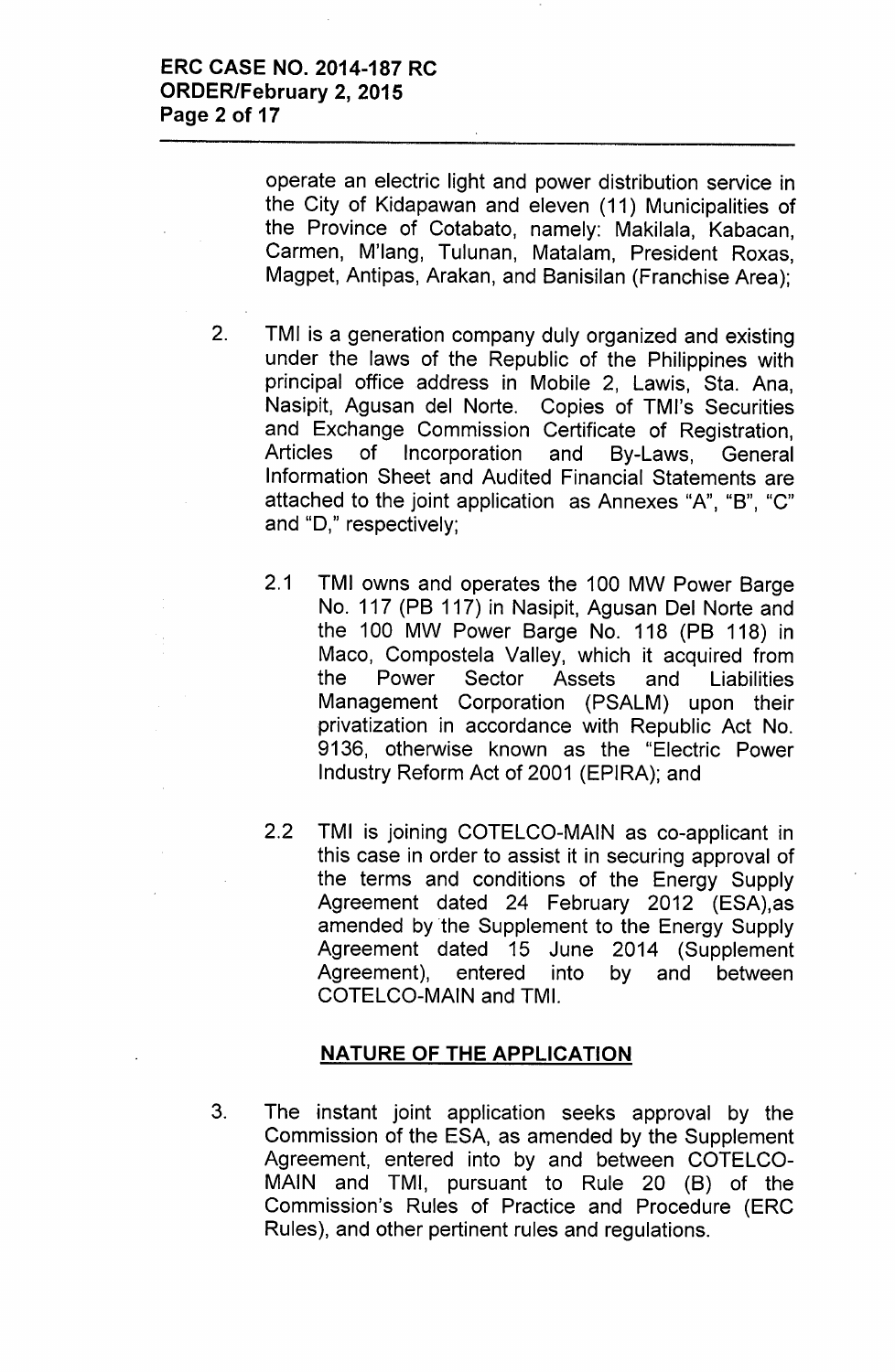operate an electric light and power distribution service in the City of Kidapawan and eleven (11) Municipalities of the Province of Cotabato, namely: Makilala, Kabacan, Carmen, M'lang, Tulunan, Matalam, President Roxas, Magpet, Antipas, Arakan, and Banisilan (Franchise Area);

2. TMI is a generation company duly organized and existing under the laws of the Republic of the Philippines with principal office address in Mobile 2, Lawis, Sta. Ana, Nasipit, Agusan del Norte. Copies of TMI's Securities and Exchange Commission Certificate of Registration, Articles of Incorporation and By-Laws, General Information Sheet and Audited Financial Statements are attached to the joint application as Annexes "A", "B", "C" and "D," respectively;

   2.1 TMI owns and operates the 100 MW Power Barge No. 117 (PB 117) in Nasipit, Agusan Del Norte and the 100 MW Power Barge No. 118 (PB 118) in Maco, Compostela Valley, which it acquired from the Power Sector Assets and Liabilities Management Corporation (PSALM) upon their privatization in accordance with Republic Act No. 9136, otherwise known as the "Electric Power Industry Reform Act of 2001 (EPIRA); and

   2.2 TMI is joining COTELCO-MAIN as co-applicant in this case in order to assist it in securing approval of the terms and conditions of the Energy Supply Agreement dated 24 February 2012 (ESA),as amended by the Supplement to the Energy Supply Agreement dated 15 June 2014 (Supplement Agreement), entered into by and between COTELCO-MAIN and TMI.

## NATURE OF THE APPLICATION

3. The instant joint application seeks approval by the Commission of the ESA, as amended by the Supplement Agreement, entered into by and between COTELCO-MAIN and TMI, pursuant to Rule 20 (B) of the Commission's Rules of Practice and Procedure (ERC Rules), and other pertinent rules and regulations.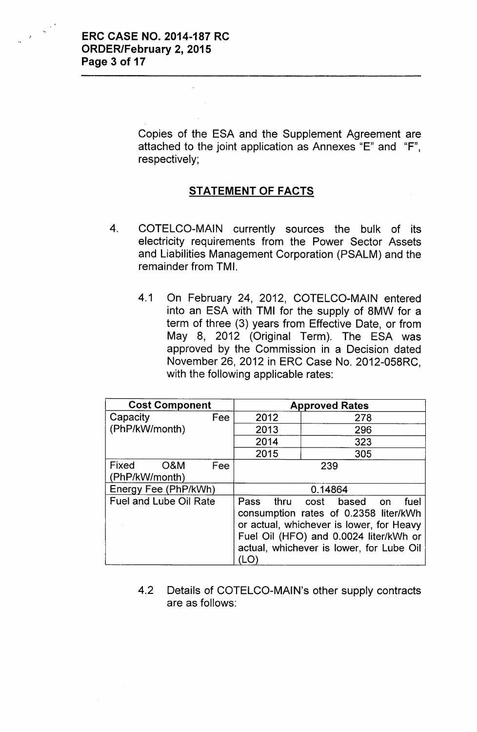Copies of the ESA and the Supplement Agreement are attached to the joint application as Annexes "E" and "F", respectively;

## STATEMENT OF FACTS

4. COTELCO-MAIN currently sources the bulk of its electricity requirements from the Power Sector Assets and Liabilities Management Corporation (PSALM) and the remainder from TMI.

   4.1 On February 24, 2012, COTELCO-MAIN entered into an ESA with TMI for the supply of 8MW for a term of three (3) years from Effective Date, or from May 8, 2012 (Original Term). The ESA was approved by the Commission in a Decision dated November 26, 2012 in ERC Case No. 2012-058RC, with the following applicable rates:

| Cost Component | Approved Rates | |
|---|---|---|
| Capacity Fee (PhP/kW/month) | 2012 | 278 |
| | 2013 | 296 |
| | 2014 | 323 |
| | 2015 | 305 |
| Fixed O&M Fee (PhP/kW/month) | 239 | |
| Energy Fee (PhP/kWh) | 0.14864 | |
| Fuel and Lube Oil Rate | Pass thru cost based on fuel consumption rates of 0.2358 liter/kWh or actual, whichever is lower, for Heavy Fuel Oil (HFO) and 0.0024 liter/kWh or actual, whichever is lower, for Lube Oil (LO) | |

   4.2 Details of COTELCO-MAIN's other supply contracts are as follows: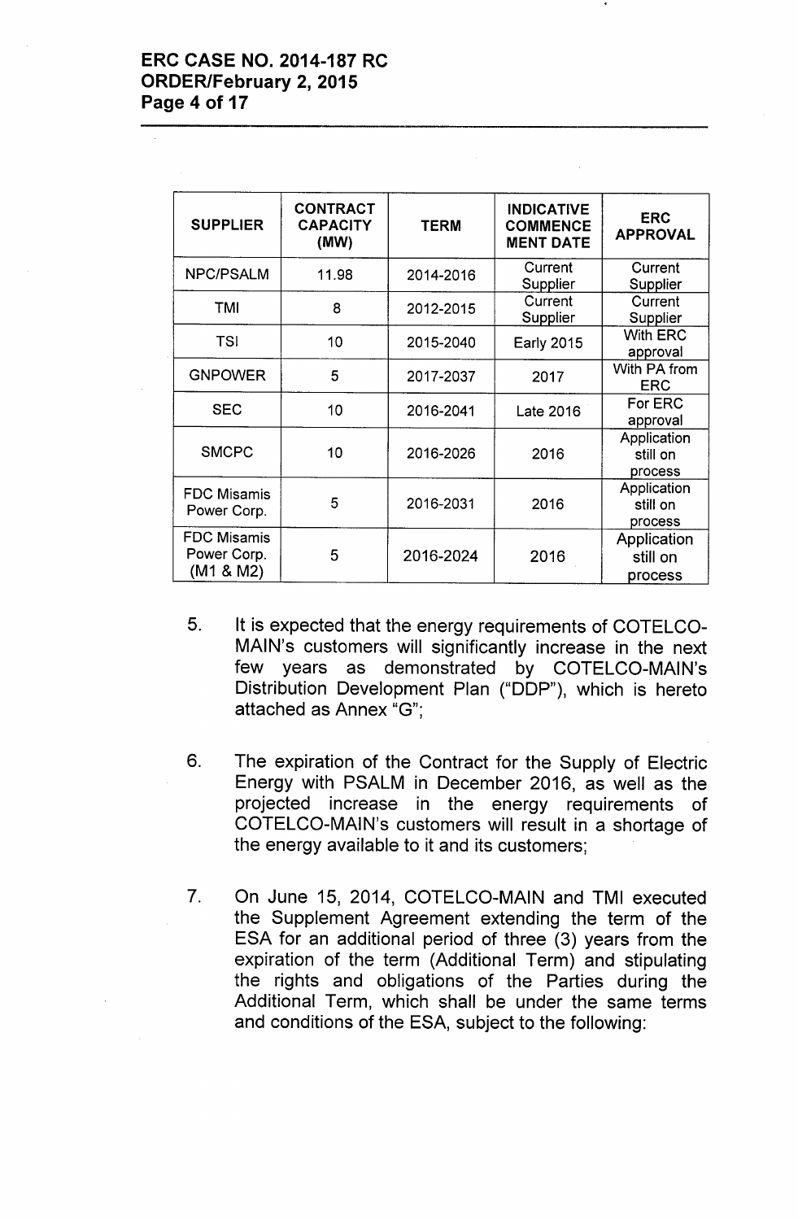| SUPPLIER | CONTRACT CAPACITY (MW) | TERM | INDICATIVE COMMENCE MENT DATE | ERC APPROVAL |
|---|---|---|---|---|
| NPC/PSALM | 11.98 | 2014-2016 | Current Supplier | Current Supplier |
| TMI | 8 | 2012-2015 | Current Supplier | Current Supplier |
| TSI | 10 | 2015-2040 | Early 2015 | With ERC approval |
| GNPOWER | 5 | 2017-2037 | 2017 | With PA from ERC |
| SEC | 10 | 2016-2041 | Late 2016 | For ERC approval |
| SMCPC | 10 | 2016-2026 | 2016 | Application still on process |
| FDC Misamis Power Corp. | 5 | 2016-2031 | 2016 | Application still on process |
| FDC Misamis Power Corp. (M1 & M2) | 5 | 2016-2024 | 2016 | Application still on process |

5. It is expected that the energy requirements of COTELCO-MAIN's customers will significantly increase in the next few years as demonstrated by COTELCO-MAIN's Distribution Development Plan ("DDP"), which is hereto attached as Annex "G";

6. The expiration of the Contract for the Supply of Electric Energy with PSALM in December 2016, as well as the projected increase in the energy requirements of COTELCO-MAIN's customers will result in a shortage of the energy available to it and its customers;

7. On June 15, 2014, COTELCO-MAIN and TMI executed the Supplement Agreement extending the term of the ESA for an additional period of three (3) years from the expiration of the term (Additional Term) and stipulating the rights and obligations of the Parties during the Additional Term, which shall be under the same terms and conditions of the ESA, subject to the following: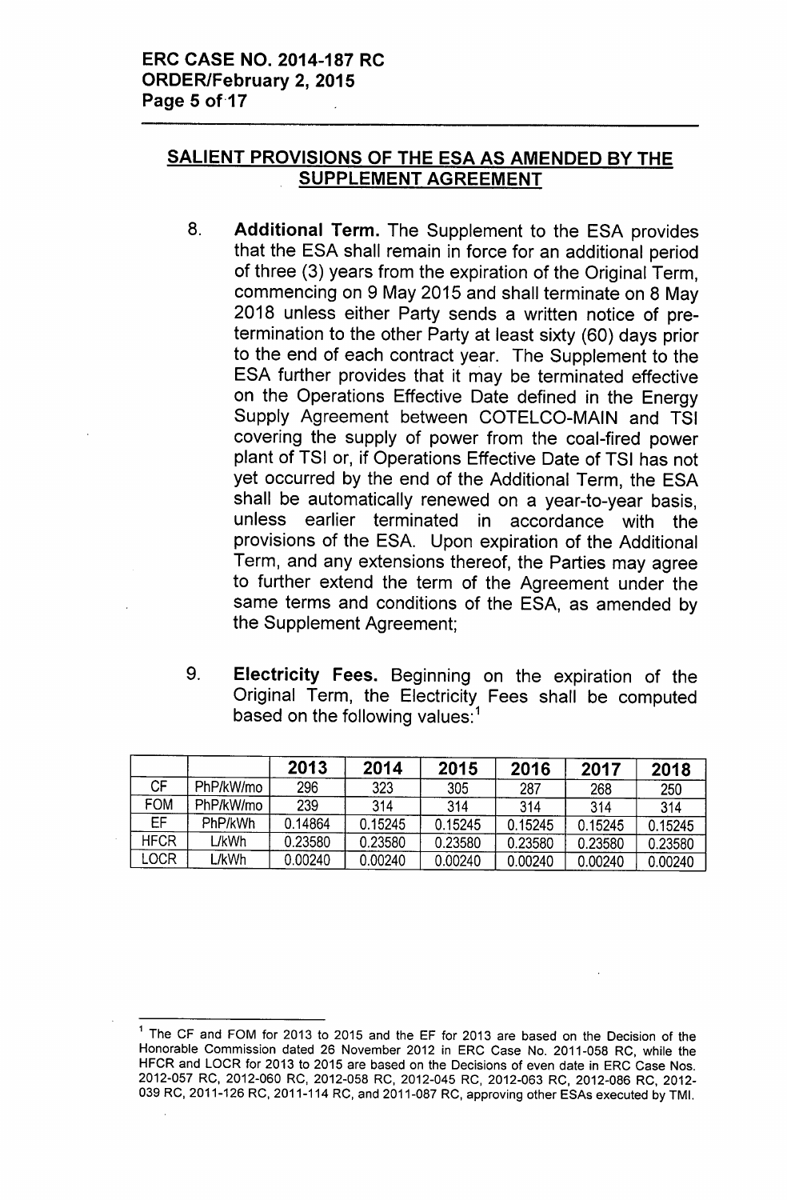## SALIENT PROVISIONS OF THE ESA AS AMENDED BY THE SUPPLEMENT AGREEMENT

8. **Additional Term.** The Supplement to the ESA provides that the ESA shall remain in force for an additional period of three (3) years from the expiration of the Original Term, commencing on 9 May 2015 and shall terminate on 8 May 2018 unless either Party sends a written notice of pre-termination to the other Party at least sixty (60) days prior to the end of each contract year. The Supplement to the ESA further provides that it may be terminated effective on the Operations Effective Date defined in the Energy Supply Agreement between COTELCO-MAIN and TSI covering the supply of power from the coal-fired power plant of TSI or, if Operations Effective Date of TSI has not yet occurred by the end of the Additional Term, the ESA shall be automatically renewed on a year-to-year basis, unless earlier terminated in accordance with the provisions of the ESA. Upon expiration of the Additional Term, and any extensions thereof, the Parties may agree to further extend the term of the Agreement under the same terms and conditions of the ESA, as amended by the Supplement Agreement;

9. **Electricity Fees.** Beginning on the expiration of the Original Term, the Electricity Fees shall be computed based on the following values:[1]

| | | 2013 | 2014 | 2015 | 2016 | 2017 | 2018 |
|---|---|---|---|---|---|---|---|
| CF | PhP/kW/mo | 296 | 323 | 305 | 287 | 268 | 250 |
| FOM | PhP/kW/mo | 239 | 314 | 314 | 314 | 314 | 314 |
| EF | PhP/kWh | 0.14864 | 0.15245 | 0.15245 | 0.15245 | 0.15245 | 0.15245 |
| HFCR | L/kWh | 0.23580 | 0.23580 | 0.23580 | 0.23580 | 0.23580 | 0.23580 |
| LOCR | L/kWh | 0.00240 | 0.00240 | 0.00240 | 0.00240 | 0.00240 | 0.00240 |

---

[1] The CF and FOM for 2013 to 2015 and the EF for 2013 are based on the Decision of the Honorable Commission dated 26 November 2012 in ERC Case No. 2011-058 RC, while the HFCR and LOCR for 2013 to 2015 are based on the Decisions of even date in ERC Case Nos. 2012-057 RC, 2012-060 RC, 2012-058 RC, 2012-045 RC, 2012-063 RC, 2012-086 RC, 2012-039 RC, 2011-126 RC, 2011-114 RC, and 2011-087 RC, approving other ESAs executed by TMI.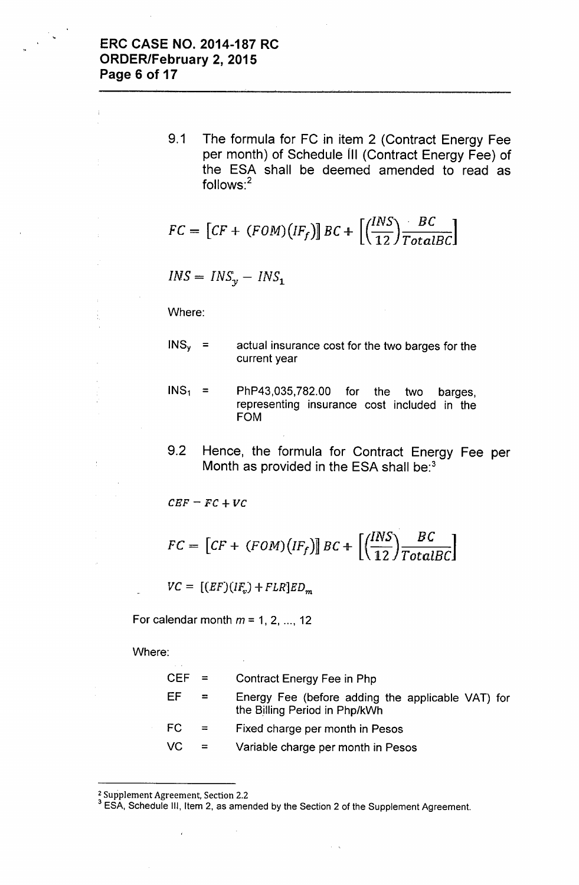9.1 The formula for FC in item 2 (Contract Energy Fee per month) of Schedule III (Contract Energy Fee) of the ESA shall be deemed amended to read as follows:[2]

$$FC = [CF + (FOM)(IF_f)]\,BC + \left[\left(\frac{INS}{12}\right)\frac{BC}{TotalBC}\right]$$

$$INS = INS_y - INS_1$$

Where:

$INS_y$ = actual insurance cost for the two barges for the current year

$INS_1$ = PhP43,035,782.00 for the two barges, representing insurance cost included in the FOM

9.2 Hence, the formula for Contract Energy Fee per Month as provided in the ESA shall be:[3]

$$CEF - FC + VC$$

$$FC = [CF + (FOM)(IF_f)]\,BC + \left[\left(\frac{INS}{12}\right)\frac{BC}{TotalBC}\right]$$

$$VC = [(EF)(IF_v) + FLR]ED_m$$

For calendar month $m$ = 1, 2, ..., 12

Where:

CEF = Contract Energy Fee in Php

EF = Energy Fee (before adding the applicable VAT) for the Billing Period in Php/kWh

FC = Fixed charge per month in Pesos

VC = Variable charge per month in Pesos

---

[2] Supplement Agreement, Section 2.2

[3] ESA, Schedule III, Item 2, as amended by the Section 2 of the Supplement Agreement.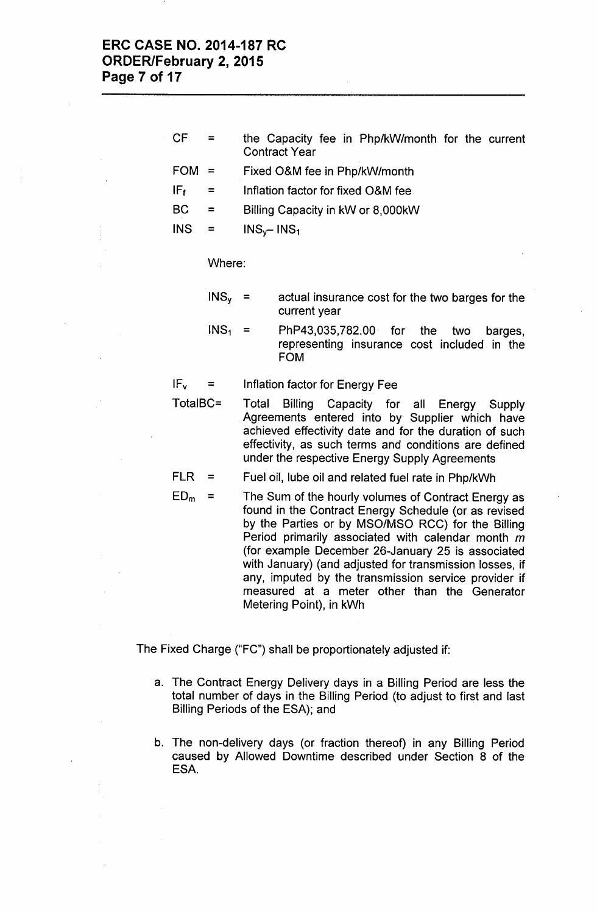| | | |
|---|---|---|
| CF | = | the Capacity fee in Php/kW/month for the current Contract Year |
| FOM | = | Fixed O&M fee in Php/kW/month |
| $IF_f$ | = | Inflation factor for fixed O&M fee |
| BC | = | Billing Capacity in kW or 8,000kW |
| INS | = | $INS_y - INS_1$ |

Where:

| | | |
|---|---|---|
| $INS_y$ | = | actual insurance cost for the two barges for the current year |
| $INS_1$ | = | PhP43,035,782.00 for the two barges, representing insurance cost included in the FOM |

| | | |
|---|---|---|
| $IF_v$ | = | Inflation factor for Energy Fee |
| TotalBC | = | Total Billing Capacity for all Energy Supply Agreements entered into by Supplier which have achieved effectivity date and for the duration of such effectivity, as such terms and conditions are defined under the respective Energy Supply Agreements |
| FLR | = | Fuel oil, lube oil and related fuel rate in Php/kWh |
| $ED_m$ | = | The Sum of the hourly volumes of Contract Energy as found in the Contract Energy Schedule (or as revised by the Parties or by MSO/MSO RCC) for the Billing Period primarily associated with calendar month *m* (for example December 26-January 25 is associated with January) (and adjusted for transmission losses, if any, imputed by the transmission service provider if measured at a meter other than the Generator Metering Point), in kWh |

The Fixed Charge ("FC") shall be proportionately adjusted if:

a. The Contract Energy Delivery days in a Billing Period are less the total number of days in the Billing Period (to adjust to first and last Billing Periods of the ESA); and

b. The non-delivery days (or fraction thereof) in any Billing Period caused by Allowed Downtime described under Section 8 of the ESA.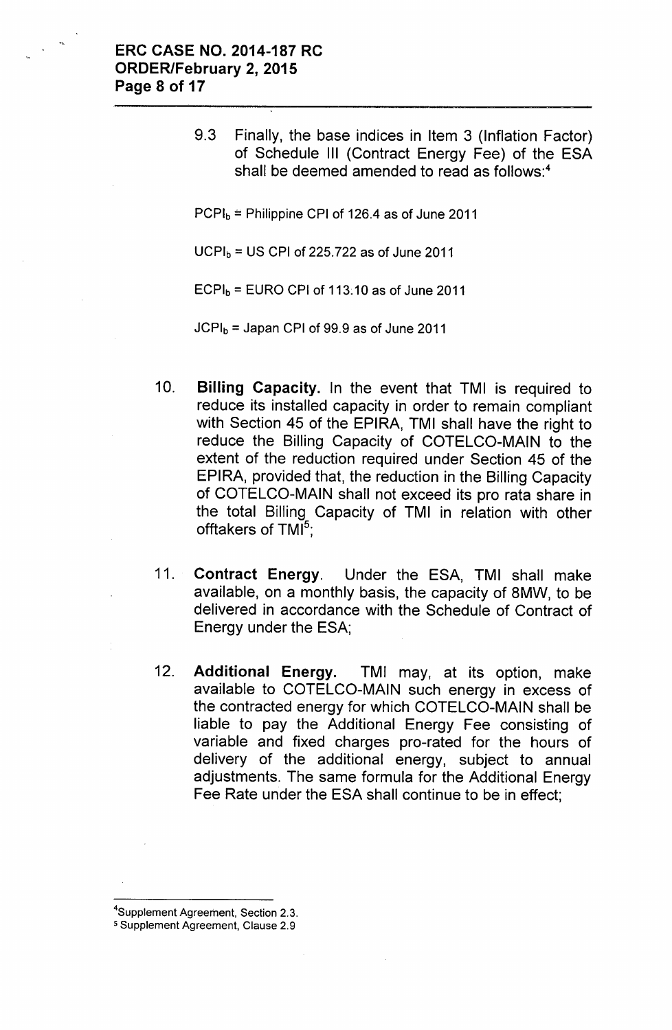9.3 Finally, the base indices in Item 3 (Inflation Factor) of Schedule III (Contract Energy Fee) of the ESA shall be deemed amended to read as follows:[4]

$PCPI_b$ = Philippine CPI of 126.4 as of June 2011

$UCPI_b$ = US CPI of 225.722 as of June 2011

$ECPI_b$ = EURO CPI of 113.10 as of June 2011

$JCPI_b$ = Japan CPI of 99.9 as of June 2011

10. **Billing Capacity.** In the event that TMI is required to reduce its installed capacity in order to remain compliant with Section 45 of the EPIRA, TMI shall have the right to reduce the Billing Capacity of COTELCO-MAIN to the extent of the reduction required under Section 45 of the EPIRA, provided that, the reduction in the Billing Capacity of COTELCO-MAIN shall not exceed its pro rata share in the total Billing Capacity of TMI in relation with other offtakers of TMI[5];

11. **Contract Energy**. Under the ESA, TMI shall make available, on a monthly basis, the capacity of 8MW, to be delivered in accordance with the Schedule of Contract of Energy under the ESA;

12. **Additional Energy.** TMI may, at its option, make available to COTELCO-MAIN such energy in excess of the contracted energy for which COTELCO-MAIN shall be liable to pay the Additional Energy Fee consisting of variable and fixed charges pro-rated for the hours of delivery of the additional energy, subject to annual adjustments. The same formula for the Additional Energy Fee Rate under the ESA shall continue to be in effect;

---

[4] Supplement Agreement, Section 2.3.

[5] Supplement Agreement, Clause 2.9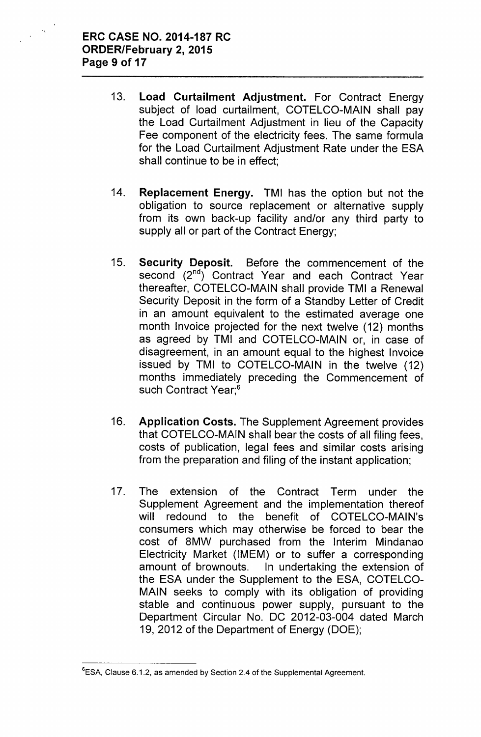13. **Load Curtailment Adjustment.** For Contract Energy subject of load curtailment, COTELCO-MAIN shall pay the Load Curtailment Adjustment in lieu of the Capacity Fee component of the electricity fees. The same formula for the Load Curtailment Adjustment Rate under the ESA shall continue to be in effect;

14. **Replacement Energy.** TMI has the option but not the obligation to source replacement or alternative supply from its own back-up facility and/or any third party to supply all or part of the Contract Energy;

15. **Security Deposit.** Before the commencement of the second (2nd) Contract Year and each Contract Year thereafter, COTELCO-MAIN shall provide TMI a Renewal Security Deposit in the form of a Standby Letter of Credit in an amount equivalent to the estimated average one month Invoice projected for the next twelve (12) months as agreed by TMI and COTELCO-MAIN or, in case of disagreement, in an amount equal to the highest Invoice issued by TMI to COTELCO-MAIN in the twelve (12) months immediately preceding the Commencement of such Contract Year;[6]

16. **Application Costs.** The Supplement Agreement provides that COTELCO-MAIN shall bear the costs of all filing fees, costs of publication, legal fees and similar costs arising from the preparation and filing of the instant application;

17. The extension of the Contract Term under the Supplement Agreement and the implementation thereof will redound to the benefit of COTELCO-MAIN's consumers which may otherwise be forced to bear the cost of 8MW purchased from the Interim Mindanao Electricity Market (IMEM) or to suffer a corresponding amount of brownouts. In undertaking the extension of the ESA under the Supplement to the ESA, COTELCO-MAIN seeks to comply with its obligation of providing stable and continuous power supply, pursuant to the Department Circular No. DC 2012-03-004 dated March 19, 2012 of the Department of Energy (DOE);

---

[6]ESA, Clause 6.1.2, as amended by Section 2.4 of the Supplemental Agreement.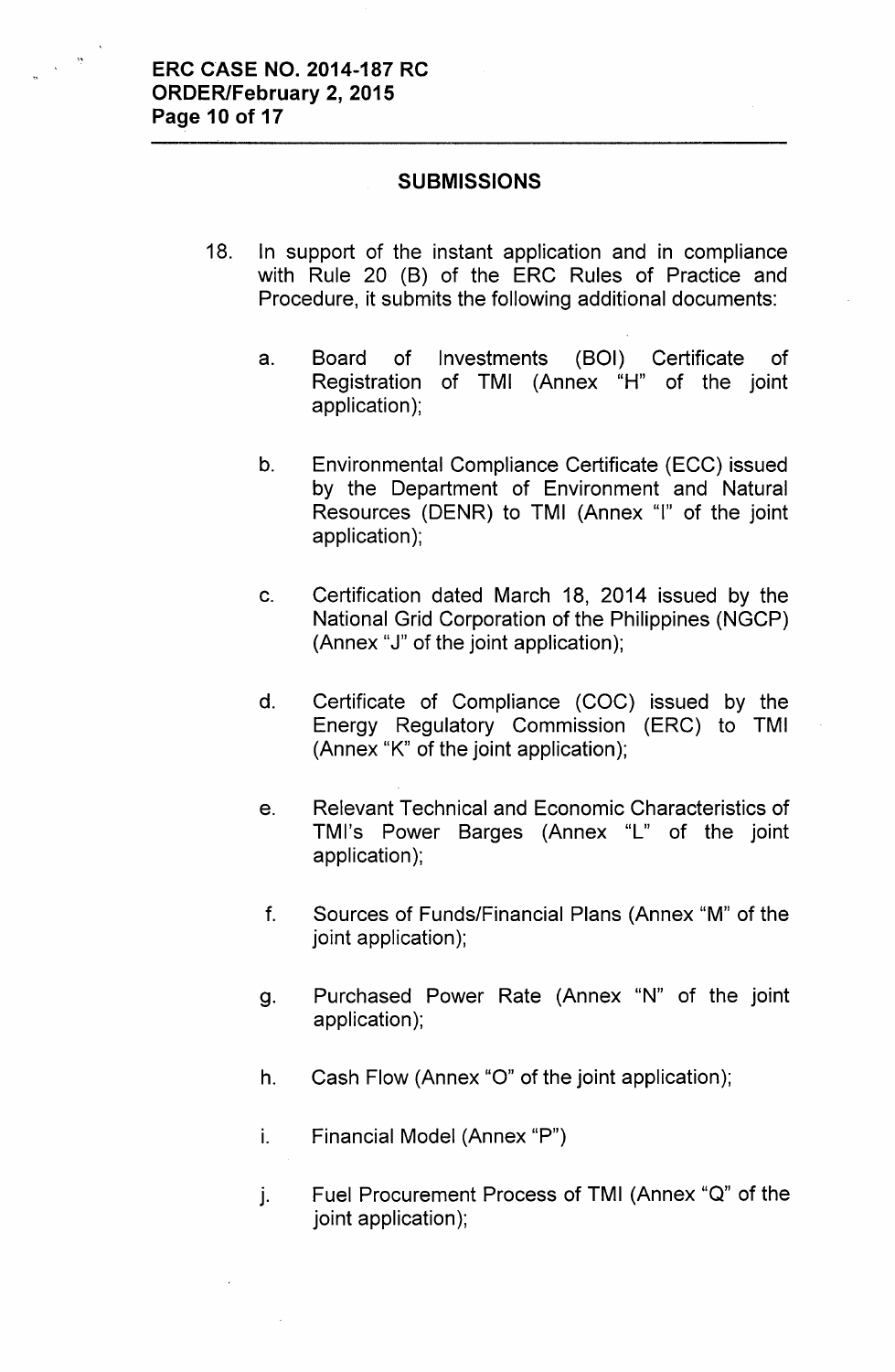## SUBMISSIONS

18. In support of the instant application and in compliance with Rule 20 (B) of the ERC Rules of Practice and Procedure, it submits the following additional documents:

    a. Board of Investments (BOI) Certificate of Registration of TMI (Annex "H" of the joint application);

    b. Environmental Compliance Certificate (ECC) issued by the Department of Environment and Natural Resources (DENR) to TMI (Annex "I" of the joint application);

    c. Certification dated March 18, 2014 issued by the National Grid Corporation of the Philippines (NGCP) (Annex "J" of the joint application);

    d. Certificate of Compliance (COC) issued by the Energy Regulatory Commission (ERC) to TMI (Annex "K" of the joint application);

    e. Relevant Technical and Economic Characteristics of TMI's Power Barges (Annex "L" of the joint application);

    f. Sources of Funds/Financial Plans (Annex "M" of the joint application);

    g. Purchased Power Rate (Annex "N" of the joint application);

    h. Cash Flow (Annex "O" of the joint application);

    i. Financial Model (Annex "P")

    j. Fuel Procurement Process of TMI (Annex "Q" of the joint application);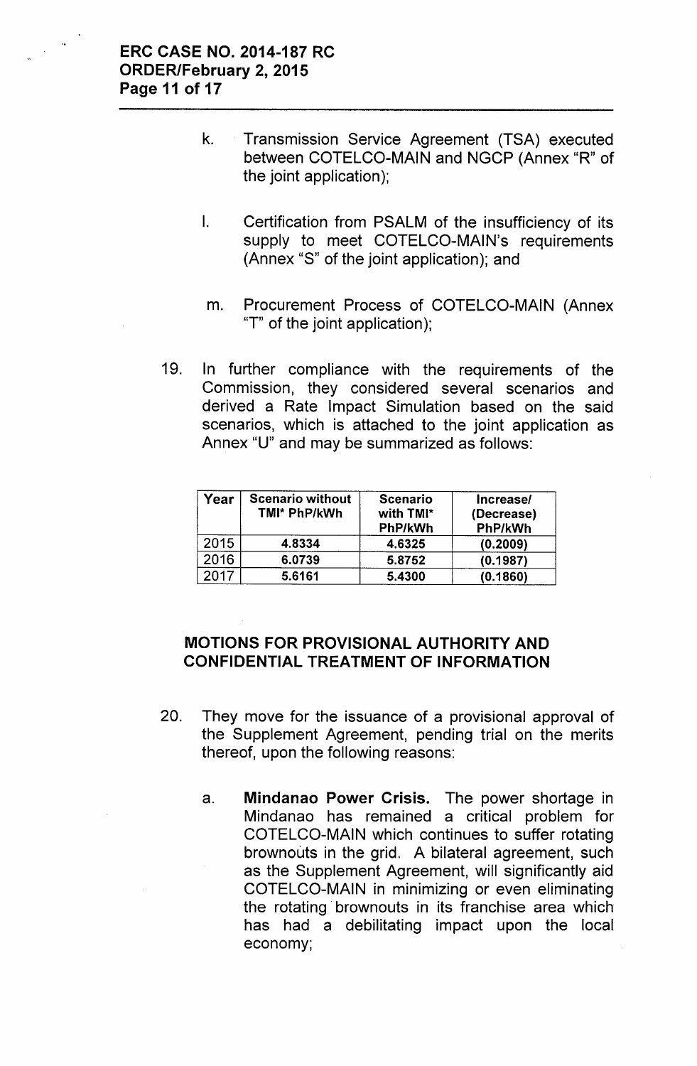k. Transmission Service Agreement (TSA) executed between COTELCO-MAIN and NGCP (Annex "R" of the joint application);

l. Certification from PSALM of the insufficiency of its supply to meet COTELCO-MAIN's requirements (Annex "S" of the joint application); and

m. Procurement Process of COTELCO-MAIN (Annex "T" of the joint application);

19. In further compliance with the requirements of the Commission, they considered several scenarios and derived a Rate Impact Simulation based on the said scenarios, which is attached to the joint application as Annex "U" and may be summarized as follows:

| Year | Scenario without TMI* PhP/kWh | Scenario with TMI* PhP/kWh | Increase/ (Decrease) PhP/kWh |
|---|---|---|---|
| 2015 | **4.8334** | **4.6325** | **(0.2009)** |
| 2016 | **6.0739** | **5.8752** | **(0.1987)** |
| 2017 | **5.6161** | **5.4300** | **(0.1860)** |

## MOTIONS FOR PROVISIONAL AUTHORITY AND CONFIDENTIAL TREATMENT OF INFORMATION

20. They move for the issuance of a provisional approval of the Supplement Agreement, pending trial on the merits thereof, upon the following reasons:

a. **Mindanao Power Crisis.** The power shortage in Mindanao has remained a critical problem for COTELCO-MAIN which continues to suffer rotating brownouts in the grid. A bilateral agreement, such as the Supplement Agreement, will significantly aid COTELCO-MAIN in minimizing or even eliminating the rotating brownouts in its franchise area which has had a debilitating impact upon the local economy;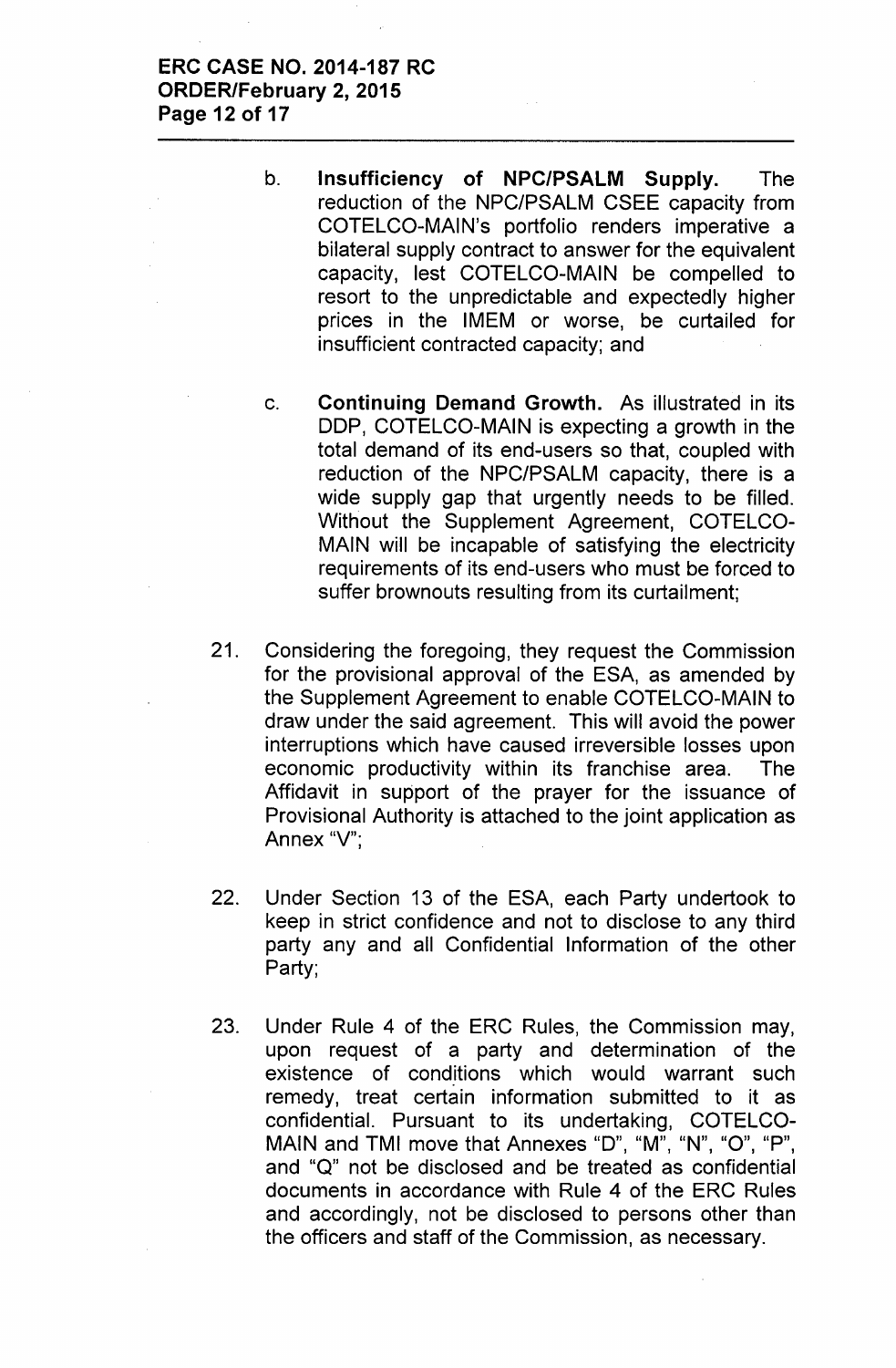b. **Insufficiency of NPC/PSALM Supply.** The reduction of the NPC/PSALM CSEE capacity from COTELCO-MAIN's portfolio renders imperative a bilateral supply contract to answer for the equivalent capacity, lest COTELCO-MAIN be compelled to resort to the unpredictable and expectedly higher prices in the IMEM or worse, be curtailed for insufficient contracted capacity; and

c. **Continuing Demand Growth.** As illustrated in its DDP, COTELCO-MAIN is expecting a growth in the total demand of its end-users so that, coupled with reduction of the NPC/PSALM capacity, there is a wide supply gap that urgently needs to be filled. Without the Supplement Agreement, COTELCO-MAIN will be incapable of satisfying the electricity requirements of its end-users who must be forced to suffer brownouts resulting from its curtailment;

21. Considering the foregoing, they request the Commission for the provisional approval of the ESA, as amended by the Supplement Agreement to enable COTELCO-MAIN to draw under the said agreement. This will avoid the power interruptions which have caused irreversible losses upon economic productivity within its franchise area. The Affidavit in support of the prayer for the issuance of Provisional Authority is attached to the joint application as Annex "V";

22. Under Section 13 of the ESA, each Party undertook to keep in strict confidence and not to disclose to any third party any and all Confidential Information of the other Party;

23. Under Rule 4 of the ERC Rules, the Commission may, upon request of a party and determination of the existence of conditions which would warrant such remedy, treat certain information submitted to it as confidential. Pursuant to its undertaking, COTELCO-MAIN and TMI move that Annexes "D", "M", "N", "O", "P", and "Q" not be disclosed and be treated as confidential documents in accordance with Rule 4 of the ERC Rules and accordingly, not be disclosed to persons other than the officers and staff of the Commission, as necessary.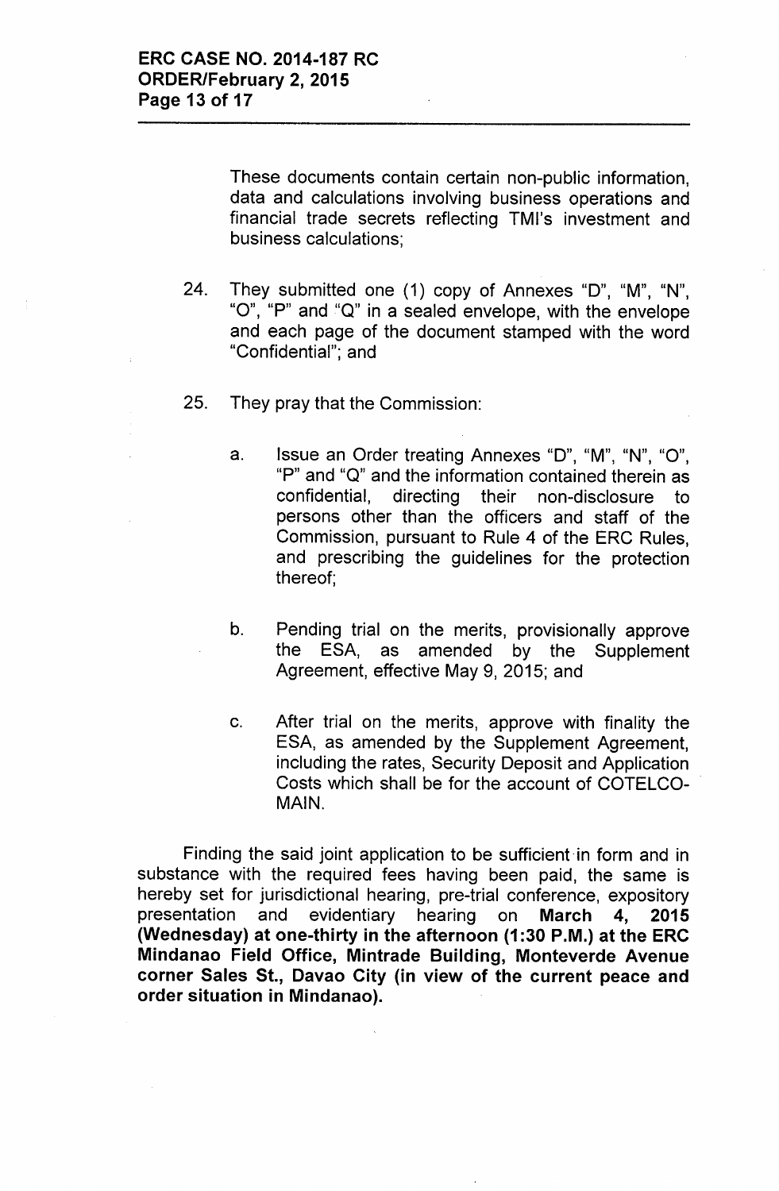These documents contain certain non-public information, data and calculations involving business operations and financial trade secrets reflecting TMI's investment and business calculations;

24. They submitted one (1) copy of Annexes "D", "M", "N", "O", "P" and "Q" in a sealed envelope, with the envelope and each page of the document stamped with the word "Confidential"; and

25. They pray that the Commission:

    a. Issue an Order treating Annexes "D", "M", "N", "O", "P" and "Q" and the information contained therein as confidential, directing their non-disclosure to persons other than the officers and staff of the Commission, pursuant to Rule 4 of the ERC Rules, and prescribing the guidelines for the protection thereof;

    b. Pending trial on the merits, provisionally approve the ESA, as amended by the Supplement Agreement, effective May 9, 2015; and

    c. After trial on the merits, approve with finality the ESA, as amended by the Supplement Agreement, including the rates, Security Deposit and Application Costs which shall be for the account of COTELCO-MAIN.

Finding the said joint application to be sufficient in form and in substance with the required fees having been paid, the same is hereby set for jurisdictional hearing, pre-trial conference, expository presentation and evidentiary hearing on **March 4, 2015 (Wednesday) at one-thirty in the afternoon (1:30 P.M.) at the ERC Mindanao Field Office, Mintrade Building, Monteverde Avenue corner Sales St., Davao City (in view of the current peace and order situation in Mindanao).**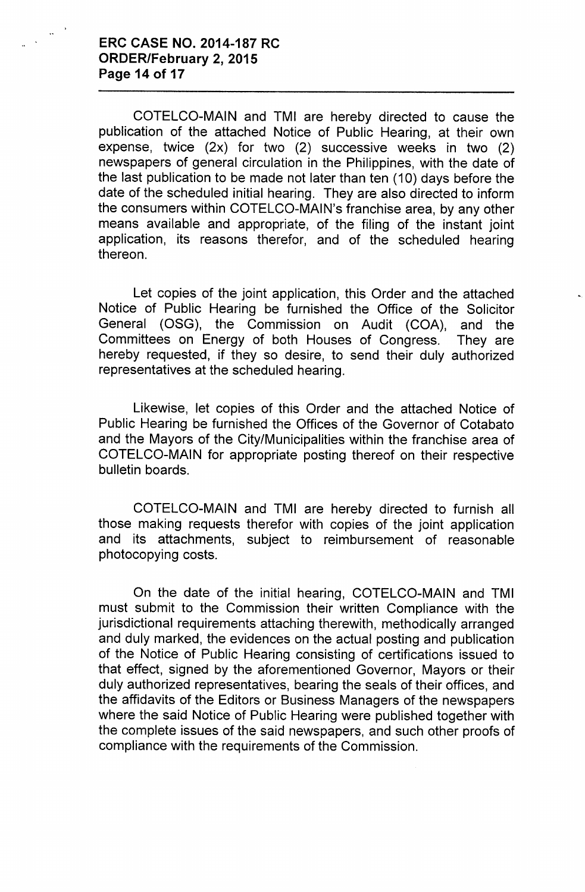COTELCO-MAIN and TMI are hereby directed to cause the publication of the attached Notice of Public Hearing, at their own expense, twice (2x) for two (2) successive weeks in two (2) newspapers of general circulation in the Philippines, with the date of the last publication to be made not later than ten (10) days before the date of the scheduled initial hearing. They are also directed to inform the consumers within COTELCO-MAIN's franchise area, by any other means available and appropriate, of the filing of the instant joint application, its reasons therefor, and of the scheduled hearing thereon.

Let copies of the joint application, this Order and the attached Notice of Public Hearing be furnished the Office of the Solicitor General (OSG), the Commission on Audit (COA), and the Committees on Energy of both Houses of Congress. They are hereby requested, if they so desire, to send their duly authorized representatives at the scheduled hearing.

Likewise, let copies of this Order and the attached Notice of Public Hearing be furnished the Offices of the Governor of Cotabato and the Mayors of the City/Municipalities within the franchise area of COTELCO-MAIN for appropriate posting thereof on their respective bulletin boards.

COTELCO-MAIN and TMI are hereby directed to furnish all those making requests therefor with copies of the joint application and its attachments, subject to reimbursement of reasonable photocopying costs.

On the date of the initial hearing, COTELCO-MAIN and TMI must submit to the Commission their written Compliance with the jurisdictional requirements attaching therewith, methodically arranged and duly marked, the evidences on the actual posting and publication of the Notice of Public Hearing consisting of certifications issued to that effect, signed by the aforementioned Governor, Mayors or their duly authorized representatives, bearing the seals of their offices, and the affidavits of the Editors or Business Managers of the newspapers where the said Notice of Public Hearing were published together with the complete issues of the said newspapers, and such other proofs of compliance with the requirements of the Commission.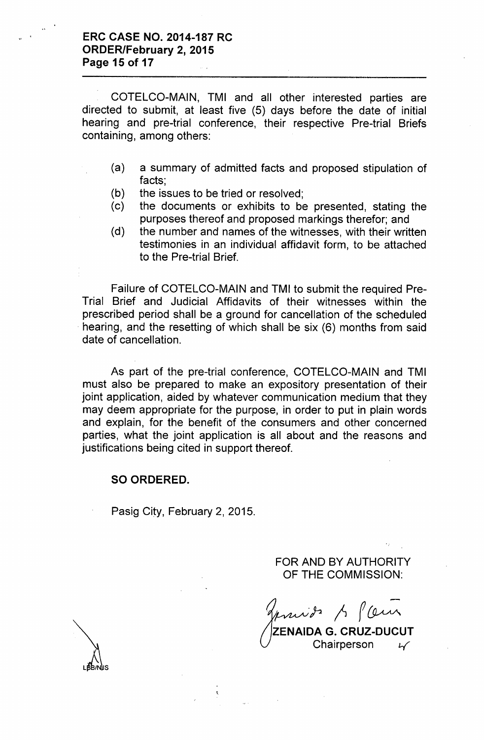COTELCO-MAIN, TMI and all other interested parties are directed to submit, at least five (5) days before the date of initial hearing and pre-trial conference, their respective Pre-trial Briefs containing, among others:

(a) a summary of admitted facts and proposed stipulation of facts;
(b) the issues to be tried or resolved;
(c) the documents or exhibits to be presented, stating the purposes thereof and proposed markings therefor; and
(d) the number and names of the witnesses, with their written testimonies in an individual affidavit form, to be attached to the Pre-trial Brief.

Failure of COTELCO-MAIN and TMI to submit the required Pre-Trial Brief and Judicial Affidavits of their witnesses within the prescribed period shall be a ground for cancellation of the scheduled hearing, and the resetting of which shall be six (6) months from said date of cancellation.

As part of the pre-trial conference, COTELCO-MAIN and TMI must also be prepared to make an expository presentation of their joint application, aided by whatever communication medium that they may deem appropriate for the purpose, in order to put in plain words and explain, for the benefit of the consumers and other concerned parties, what the joint application is all about and the reasons and justifications being cited in support thereof.

**SO ORDERED.**

Pasig City, February 2, 2015.

FOR AND BY AUTHORITY
OF THE COMMISSION:

**ZENAIDA G. CRUZ-DUCUT**
Chairperson

LBB/NJS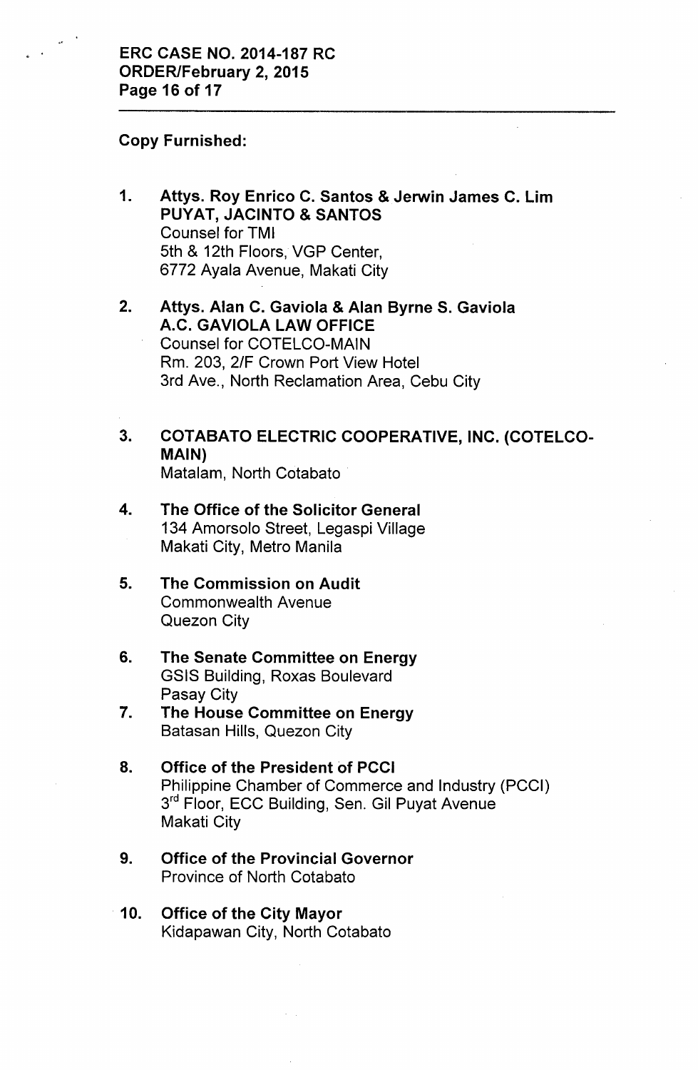**Copy Furnished:**

1. **Attys. Roy Enrico C. Santos & Jerwin James C. Lim**
   **PUYAT, JACINTO & SANTOS**
   Counsel for TMI
   5th & 12th Floors, VGP Center,
   6772 Ayala Avenue, Makati City

2. **Attys. Alan C. Gaviola & Alan Byrne S. Gaviola**
   **A.C. GAVIOLA LAW OFFICE**
   Counsel for COTELCO-MAIN
   Rm. 203, 2/F Crown Port View Hotel
   3rd Ave., North Reclamation Area, Cebu City

3. **COTABATO ELECTRIC COOPERATIVE, INC. (COTELCO-MAIN)**
   Matalam, North Cotabato

4. **The Office of the Solicitor General**
   134 Amorsolo Street, Legaspi Village
   Makati City, Metro Manila

5. **The Commission on Audit**
   Commonwealth Avenue
   Quezon City

6. **The Senate Committee on Energy**
   GSIS Building, Roxas Boulevard
   Pasay City

7. **The House Committee on Energy**
   Batasan Hills, Quezon City

8. **Office of the President of PCCI**
   Philippine Chamber of Commerce and Industry (PCCI)
   3rd Floor, ECC Building, Sen. Gil Puyat Avenue
   Makati City

9. **Office of the Provincial Governor**
   Province of North Cotabato

10. **Office of the City Mayor**
    Kidapawan City, North Cotabato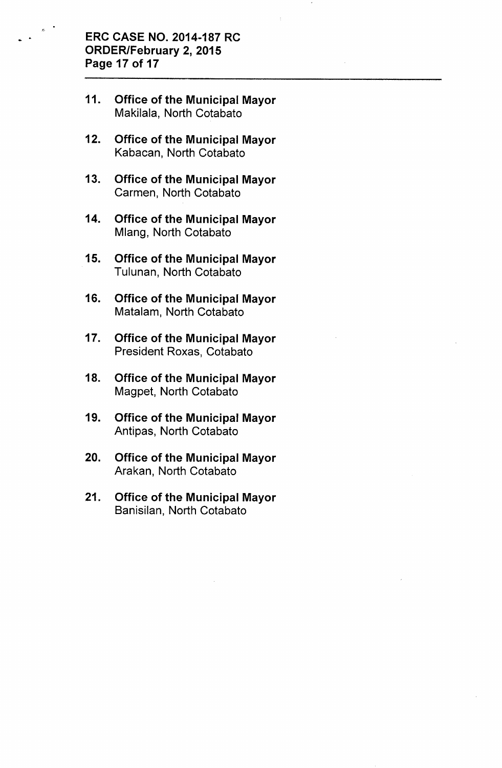11. **Office of the Municipal Mayor**
    Makilala, North Cotabato

12. **Office of the Municipal Mayor**
    Kabacan, North Cotabato

13. **Office of the Municipal Mayor**
    Carmen, North Cotabato

14. **Office of the Municipal Mayor**
    Mlang, North Cotabato

15. **Office of the Municipal Mayor**
    Tulunan, North Cotabato

16. **Office of the Municipal Mayor**
    Matalam, North Cotabato

17. **Office of the Municipal Mayor**
    President Roxas, Cotabato

18. **Office of the Municipal Mayor**
    Magpet, North Cotabato

19. **Office of the Municipal Mayor**
    Antipas, North Cotabato

20. **Office of the Municipal Mayor**
    Arakan, North Cotabato

21. **Office of the Municipal Mayor**
    Banisilan, North Cotabato